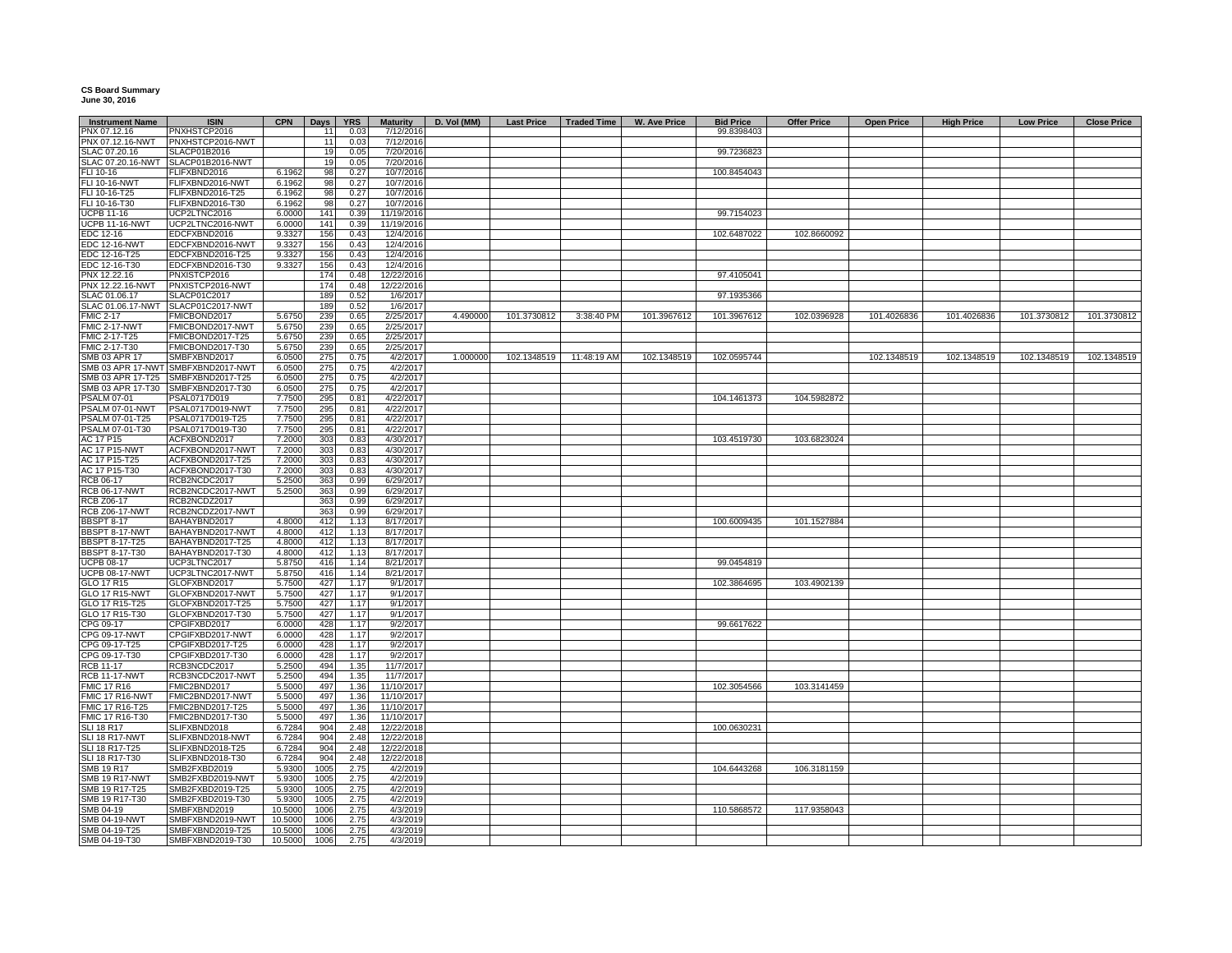**CS Board Summary**
**June 30, 2016**

| Instrument Name | ISIN | CPN | Days | YRS | Maturity | D. Vol (MM) | Last Price | Traded Time | W. Ave Price | Bid Price | Offer Price | Open Price | High Price | Low Price | Close Price |
|---|---|---|---|---|---|---|---|---|---|---|---|---|---|---|---|
| PNX 07.12.16 | PNXHSTCP2016 | | 11 | 0.03 | 7/12/2016 | | | | | 99.8398403 | | | | | |
| PNX 07.12.16-NWT | PNXHSTCP2016-NWT | | 11 | 0.03 | 7/12/2016 | | | | | | | | | | |
| SLAC 07.20.16 | SLACP01B2016 | | 19 | 0.05 | 7/20/2016 | | | | | 99.7236823 | | | | | |
| SLAC 07.20.16-NWT | SLACP01B2016-NWT | | 19 | 0.05 | 7/20/2016 | | | | | | | | | | |
| FLI 10-16 | FLIFXBND2016 | 6.1962 | 98 | 0.27 | 10/7/2016 | | | | | 100.8454043 | | | | | |
| FLI 10-16-NWT | FLIFXBND2016-NWT | 6.1962 | 98 | 0.27 | 10/7/2016 | | | | | | | | | | |
| FLI 10-16-T25 | FLIFXBND2016-T25 | 6.1962 | 98 | 0.27 | 10/7/2016 | | | | | | | | | | |
| FLI 10-16-T30 | FLIFXBND2016-T30 | 6.1962 | 98 | 0.27 | 10/7/2016 | | | | | | | | | | |
| UCPB 11-16 | UCP2LTNC2016 | 6.0000 | 141 | 0.39 | 11/19/2016 | | | | | 99.7154023 | | | | | |
| UCPB 11-16-NWT | UCP2LTNC2016-NWT | 6.0000 | 141 | 0.39 | 11/19/2016 | | | | | | | | | | |
| EDC 12-16 | EDCFXBND2016 | 9.3327 | 156 | 0.43 | 12/4/2016 | | | | | 102.6487022 | 102.8660092 | | | | |
| EDC 12-16-NWT | EDCFXBND2016-NWT | 9.3327 | 156 | 0.43 | 12/4/2016 | | | | | | | | | | |
| EDC 12-16-T25 | EDCFXBND2016-T25 | 9.3327 | 156 | 0.43 | 12/4/2016 | | | | | | | | | | |
| EDC 12-16-T30 | EDCFXBND2016-T30 | 9.3327 | 156 | 0.43 | 12/4/2016 | | | | | | | | | | |
| PNX 12.22.16 | PNXISTCP2016 | | 174 | 0.48 | 12/22/2016 | | | | | 97.4105041 | | | | | |
| PNX 12.22.16-NWT | PNXISTCP2016-NWT | | 174 | 0.48 | 12/22/2016 | | | | | | | | | | |
| SLAC 01.06.17 | SLACP01C2017 | | 189 | 0.52 | 1/6/2017 | | | | | 97.1935366 | | | | | |
| SLAC 01.06.17-NWT | SLACP01C2017-NWT | | 189 | 0.52 | 1/6/2017 | | | | | | | | | | |
| FMIC 2-17 | FMICBOND2017 | 5.6750 | 239 | 0.65 | 2/25/2017 | 4.490000 | 101.3730812 | 3:38:40 PM | 101.3967612 | 101.3967612 | 102.0396928 | 101.4026836 | 101.4026836 | 101.3730812 | 101.3730812 |
| FMIC 2-17-NWT | FMICBOND2017-NWT | 5.6750 | 239 | 0.65 | 2/25/2017 | | | | | | | | | | |
| FMIC 2-17-T25 | FMICBOND2017-T25 | 5.6750 | 239 | 0.65 | 2/25/2017 | | | | | | | | | | |
| FMIC 2-17-T30 | FMICBOND2017-T30 | 5.6750 | 239 | 0.65 | 2/25/2017 | | | | | | | | | | |
| SMB 03 APR 17 | SMBFXBND2017 | 6.0500 | 275 | 0.75 | 4/2/2017 | 1.000000 | 102.1348519 | 11:48:19 AM | 102.1348519 | 102.0595744 | | 102.1348519 | 102.1348519 | 102.1348519 | 102.1348519 |
| SMB 03 APR 17-NWT | SMBFXBND2017-NWT | 6.0500 | 275 | 0.75 | 4/2/2017 | | | | | | | | | | |
| SMB 03 APR 17-T25 | SMBFXBND2017-T25 | 6.0500 | 275 | 0.75 | 4/2/2017 | | | | | | | | | | |
| SMB 03 APR 17-T30 | SMBFXBND2017-T30 | 6.0500 | 275 | 0.75 | 4/2/2017 | | | | | | | | | | |
| PSALM 07-01 | PSAL0717D019 | 7.7500 | 295 | 0.81 | 4/22/2017 | | | | | 104.1461373 | 104.5982872 | | | | |
| PSALM 07-01-NWT | PSAL0717D019-NWT | 7.7500 | 295 | 0.81 | 4/22/2017 | | | | | | | | | | |
| PSALM 07-01-T25 | PSAL0717D019-T25 | 7.7500 | 295 | 0.81 | 4/22/2017 | | | | | | | | | | |
| PSALM 07-01-T30 | PSAL0717D019-T30 | 7.7500 | 295 | 0.81 | 4/22/2017 | | | | | | | | | | |
| AC 17 P15 | ACFXBOND2017 | 7.2000 | 303 | 0.83 | 4/30/2017 | | | | | 103.4519730 | 103.6823024 | | | | |
| AC 17 P15-NWT | ACFXBOND2017-NWT | 7.2000 | 303 | 0.83 | 4/30/2017 | | | | | | | | | | |
| AC 17 P15-T25 | ACFXBOND2017-T25 | 7.2000 | 303 | 0.83 | 4/30/2017 | | | | | | | | | | |
| AC 17 P15-T30 | ACFXBOND2017-T30 | 7.2000 | 303 | 0.83 | 4/30/2017 | | | | | | | | | | |
| RCB 06-17 | RCB2NCDC2017 | 5.2500 | 363 | 0.99 | 6/29/2017 | | | | | | | | | | |
| RCB 06-17-NWT | RCB2NCDC2017-NWT | 5.2500 | 363 | 0.99 | 6/29/2017 | | | | | | | | | | |
| RCB Z06-17 | RCB2NCDZ2017 | | 363 | 0.99 | 6/29/2017 | | | | | | | | | | |
| RCB Z06-17-NWT | RCB2NCDZ2017-NWT | | 363 | 0.99 | 6/29/2017 | | | | | | | | | | |
| BBSPT 8-17 | BAHAYBND2017 | 4.8000 | 412 | 1.13 | 8/17/2017 | | | | | 100.6009435 | 101.1527884 | | | | |
| BBSPT 8-17-NWT | BAHAYBND2017-NWT | 4.8000 | 412 | 1.13 | 8/17/2017 | | | | | | | | | | |
| BBSPT 8-17-T25 | BAHAYBND2017-T25 | 4.8000 | 412 | 1.13 | 8/17/2017 | | | | | | | | | | |
| BBSPT 8-17-T30 | BAHAYBND2017-T30 | 4.8000 | 412 | 1.13 | 8/17/2017 | | | | | | | | | | |
| UCPB 08-17 | UCP3LTNC2017 | 5.8750 | 416 | 1.14 | 8/21/2017 | | | | | 99.0454819 | | | | | |
| UCPB 08-17-NWT | UCP3LTNC2017-NWT | 5.8750 | 416 | 1.14 | 8/21/2017 | | | | | | | | | | |
| GLO 17 R15 | GLOFXBND2017 | 5.7500 | 427 | 1.17 | 9/1/2017 | | | | | 102.3864695 | 103.4902139 | | | | |
| GLO 17 R15-NWT | GLOFXBND2017-NWT | 5.7500 | 427 | 1.17 | 9/1/2017 | | | | | | | | | | |
| GLO 17 R15-T25 | GLOFXBND2017-T25 | 5.7500 | 427 | 1.17 | 9/1/2017 | | | | | | | | | | |
| GLO 17 R15-T30 | GLOFXBND2017-T30 | 5.7500 | 427 | 1.17 | 9/1/2017 | | | | | | | | | | |
| CPG 09-17 | CPGIFXBD2017 | 6.0000 | 428 | 1.17 | 9/2/2017 | | | | | 99.6617622 | | | | | |
| CPG 09-17-NWT | CPGIFXBD2017-NWT | 6.0000 | 428 | 1.17 | 9/2/2017 | | | | | | | | | | |
| CPG 09-17-T25 | CPGIFXBD2017-T25 | 6.0000 | 428 | 1.17 | 9/2/2017 | | | | | | | | | | |
| CPG 09-17-T30 | CPGIFXBD2017-T30 | 6.0000 | 428 | 1.17 | 9/2/2017 | | | | | | | | | | |
| RCB 11-17 | RCB3NCDC2017 | 5.2500 | 494 | 1.35 | 11/7/2017 | | | | | | | | | | |
| RCB 11-17-NWT | RCB3NCDC2017-NWT | 5.2500 | 494 | 1.35 | 11/7/2017 | | | | | | | | | | |
| FMIC 17 R16 | FMIC2BND2017 | 5.5000 | 497 | 1.36 | 11/10/2017 | | | | | 102.3054566 | 103.3141459 | | | | |
| FMIC 17 R16-NWT | FMIC2BND2017-NWT | 5.5000 | 497 | 1.36 | 11/10/2017 | | | | | | | | | | |
| FMIC 17 R16-T25 | FMIC2BND2017-T25 | 5.5000 | 497 | 1.36 | 11/10/2017 | | | | | | | | | | |
| FMIC 17 R16-T30 | FMIC2BND2017-T30 | 5.5000 | 497 | 1.36 | 11/10/2017 | | | | | | | | | | |
| SLI 18 R17 | SLIFXBND2018 | 6.7284 | 904 | 2.48 | 12/22/2018 | | | | | 100.0630231 | | | | | |
| SLI 18 R17-NWT | SLIFXBND2018-NWT | 6.7284 | 904 | 2.48 | 12/22/2018 | | | | | | | | | | |
| SLI 18 R17-T25 | SLIFXBND2018-T25 | 6.7284 | 904 | 2.48 | 12/22/2018 | | | | | | | | | | |
| SLI 18 R17-T30 | SLIFXBND2018-T30 | 6.7284 | 904 | 2.48 | 12/22/2018 | | | | | | | | | | |
| SMB 19 R17 | SMB2FXBD2019 | 5.9300 | 1005 | 2.75 | 4/2/2019 | | | | | 104.6443268 | 106.3181159 | | | | |
| SMB 19 R17-NWT | SMB2FXBD2019-NWT | 5.9300 | 1005 | 2.75 | 4/2/2019 | | | | | | | | | | |
| SMB 19 R17-T25 | SMB2FXBD2019-T25 | 5.9300 | 1005 | 2.75 | 4/2/2019 | | | | | | | | | | |
| SMB 19 R17-T30 | SMB2FXBD2019-T30 | 5.9300 | 1005 | 2.75 | 4/2/2019 | | | | | | | | | | |
| SMB 04-19 | SMBFXBND2019 | 10.5000 | 1006 | 2.75 | 4/3/2019 | | | | | 110.5868572 | 117.9358043 | | | | |
| SMB 04-19-NWT | SMBFXBND2019-NWT | 10.5000 | 1006 | 2.75 | 4/3/2019 | | | | | | | | | | |
| SMB 04-19-T25 | SMBFXBND2019-T25 | 10.5000 | 1006 | 2.75 | 4/3/2019 | | | | | | | | | | |
| SMB 04-19-T30 | SMBFXBND2019-T30 | 10.5000 | 1006 | 2.75 | 4/3/2019 | | | | | | | | | | |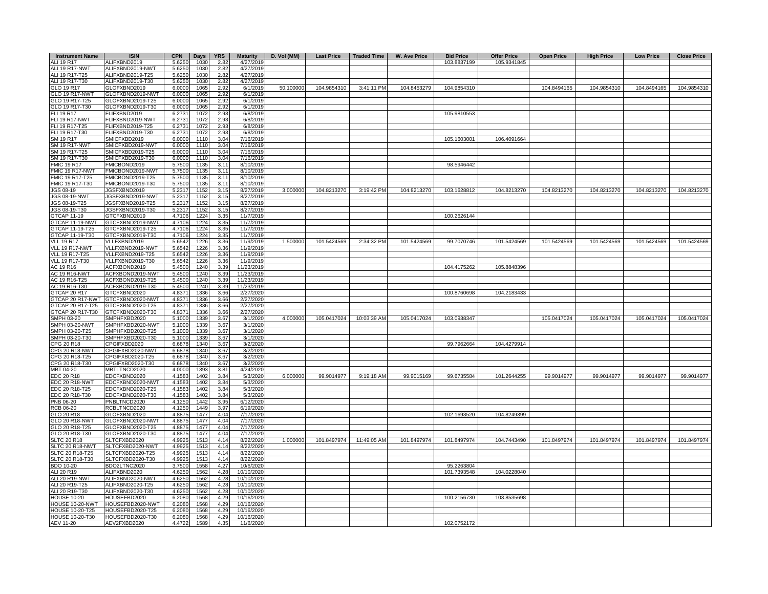| Instrument Name | ISIN | CPN | Days | YRS | Maturity | D. Vol (MM) | Last Price | Traded Time | W. Ave Price | Bid Price | Offer Price | Open Price | High Price | Low Price | Close Price |
|---|---|---|---|---|---|---|---|---|---|---|---|---|---|---|---|
| ALI 19 R17 | ALIFXBND2019 | 5.6250 | 1030 | 2.82 | 4/27/2019 | | | | | 103.8837199 | 105.9341845 | | | | |
| ALI 19 R17-NWT | ALIFXBND2019-NWT | 5.6250 | 1030 | 2.82 | 4/27/2019 | | | | | | | | | | |
| ALI 19 R17-T25 | ALIFXBND2019-T25 | 5.6250 | 1030 | 2.82 | 4/27/2019 | | | | | | | | | | |
| ALI 19 R17-T30 | ALIFXBND2019-T30 | 5.6250 | 1030 | 2.82 | 4/27/2019 | | | | | | | | | | |
| GLO 19 R17 | GLOFXBND2019 | 6.0000 | 1065 | 2.92 | 6/1/2019 | 50.100000 | 104.9854310 | 3:41:11 PM | 104.8453279 | 104.9854310 | | 104.8494165 | 104.9854310 | 104.8494165 | 104.9854310 |
| GLO 19 R17-NWT | GLOFXBND2019-NWT | 6.0000 | 1065 | 2.92 | 6/1/2019 | | | | | | | | | | |
| GLO 19 R17-T25 | GLOFXBND2019-T25 | 6.0000 | 1065 | 2.92 | 6/1/2019 | | | | | | | | | | |
| GLO 19 R17-T30 | GLOFXBND2019-T30 | 6.0000 | 1065 | 2.92 | 6/1/2019 | | | | | | | | | | |
| FLI 19 R17 | FLIFXBND2019 | 6.2731 | 1072 | 2.93 | 6/8/2019 | | | | | 105.9810553 | | | | | |
| FLI 19 R17-NWT | FLIFXBND2019-NWT | 6.2731 | 1072 | 2.93 | 6/8/2019 | | | | | | | | | | |
| FLI 19 R17-T25 | FLIFXBND2019-T25 | 6.2731 | 1072 | 2.93 | 6/8/2019 | | | | | | | | | | |
| FLI 19 R17-T30 | FLIFXBND2019-T30 | 6.2731 | 1072 | 2.93 | 6/8/2019 | | | | | | | | | | |
| SM 19 R17 | SMICFXBD2019 | 6.0000 | 1110 | 3.04 | 7/16/2019 | | | | | 105.1603001 | 106.4091664 | | | | |
| SM 19 R17-NWT | SMICFXBD2019-NWT | 6.0000 | 1110 | 3.04 | 7/16/2019 | | | | | | | | | | |
| SM 19 R17-T25 | SMICFXBD2019-T25 | 6.0000 | 1110 | 3.04 | 7/16/2019 | | | | | | | | | | |
| SM 19 R17-T30 | SMICFXBD2019-T30 | 6.0000 | 1110 | 3.04 | 7/16/2019 | | | | | | | | | | |
| FMIC 19 R17 | FMICBOND2019 | 5.7500 | 1135 | 3.11 | 8/10/2019 | | | | | 98.5946442 | | | | | |
| FMIC 19 R17-NWT | FMICBOND2019-NWT | 5.7500 | 1135 | 3.11 | 8/10/2019 | | | | | | | | | | |
| FMIC 19 R17-T25 | FMICBOND2019-T25 | 5.7500 | 1135 | 3.11 | 8/10/2019 | | | | | | | | | | |
| FMIC 19 R17-T30 | FMICBOND2019-T30 | 5.7500 | 1135 | 3.11 | 8/10/2019 | | | | | | | | | | |
| JGS 08-19 | JGSFXBND2019 | 5.2317 | 1152 | 3.15 | 8/27/2019 | 3.000000 | 104.8213270 | 3:19:42 PM | 104.8213270 | 103.1628812 | 104.8213270 | 104.8213270 | 104.8213270 | 104.8213270 | 104.8213270 |
| JGS 08-19-NWT | JGSFXBND2019-NWT | 5.2317 | 1152 | 3.15 | 8/27/2019 | | | | | | | | | | |
| JGS 08-19-T25 | JGSFXBND2019-T25 | 5.2317 | 1152 | 3.15 | 8/27/2019 | | | | | | | | | | |
| JGS 08-19-T30 | JGSFXBND2019-T30 | 5.2317 | 1152 | 3.15 | 8/27/2019 | | | | | | | | | | |
| GTCAP 11-19 | GTCFXBND2019 | 4.7106 | 1224 | 3.35 | 11/7/2019 | | | | | 100.2626144 | | | | | |
| GTCAP 11-19-NWT | GTCFXBND2019-NWT | 4.7106 | 1224 | 3.35 | 11/7/2019 | | | | | | | | | | |
| GTCAP 11-19-T25 | GTCFXBND2019-T25 | 4.7106 | 1224 | 3.35 | 11/7/2019 | | | | | | | | | | |
| GTCAP 11-19-T30 | GTCFXBND2019-T30 | 4.7106 | 1224 | 3.35 | 11/7/2019 | | | | | | | | | | |
| VLL 19 R17 | VLLFXBND2019 | 5.6542 | 1226 | 3.36 | 11/9/2019 | 1.500000 | 101.5424569 | 2:34:32 PM | 101.5424569 | 99.7070746 | 101.5424569 | 101.5424569 | 101.5424569 | 101.5424569 | 101.5424569 |
| VLL 19 R17-NWT | VLLFXBND2019-NWT | 5.6542 | 1226 | 3.36 | 11/9/2019 | | | | | | | | | | |
| VLL 19 R17-T25 | VLLFXBND2019-T25 | 5.6542 | 1226 | 3.36 | 11/9/2019 | | | | | | | | | | |
| VLL 19 R17-T30 | VLLFXBND2019-T30 | 5.6542 | 1226 | 3.36 | 11/9/2019 | | | | | | | | | | |
| AC 19 R16 | ACFXBOND2019 | 5.4500 | 1240 | 3.39 | 11/23/2019 | | | | | 104.4175262 | 105.8848396 | | | | |
| AC 19 R16-NWT | ACFXBOND2019-NWT | 5.4500 | 1240 | 3.39 | 11/23/2019 | | | | | | | | | | |
| AC 19 R16-T25 | ACFXBOND2019-T25 | 5.4500 | 1240 | 3.39 | 11/23/2019 | | | | | | | | | | |
| AC 19 R16-T30 | ACFXBOND2019-T30 | 5.4500 | 1240 | 3.39 | 11/23/2019 | | | | | | | | | | |
| GTCAP 20 R17 | GTCFXBND2020 | 4.8371 | 1336 | 3.66 | 2/27/2020 | | | | | 100.8760698 | 104.2183433 | | | | |
| GTCAP 20 R17-NWT | GTCFXBND2020-NWT | 4.8371 | 1336 | 3.66 | 2/27/2020 | | | | | | | | | | |
| GTCAP 20 R17-T25 | GTCFXBND2020-T25 | 4.8371 | 1336 | 3.66 | 2/27/2020 | | | | | | | | | | |
| GTCAP 20 R17-T30 | GTCFXBND2020-T30 | 4.8371 | 1336 | 3.66 | 2/27/2020 | | | | | | | | | | |
| SMPH 03-20 | SMPHFXBD2020 | 5.1000 | 1339 | 3.67 | 3/1/2020 | 4.000000 | 105.0417024 | 10:03:39 AM | 105.0417024 | 103.0938347 | | 105.0417024 | 105.0417024 | 105.0417024 | 105.0417024 |
| SMPH 03-20-NWT | SMPHFXBD2020-NWT | 5.1000 | 1339 | 3.67 | 3/1/2020 | | | | | | | | | | |
| SMPH 03-20-T25 | SMPHFXBD2020-T25 | 5.1000 | 1339 | 3.67 | 3/1/2020 | | | | | | | | | | |
| SMPH 03-20-T30 | SMPHFXBD2020-T30 | 5.1000 | 1339 | 3.67 | 3/1/2020 | | | | | | | | | | |
| CPG 20 R18 | CPGIFXBD2020 | 6.6878 | 1340 | 3.67 | 3/2/2020 | | | | | 99.7962664 | 104.4279914 | | | | |
| CPG 20 R18-NWT | CPGIFXBD2020-NWT | 6.6878 | 1340 | 3.67 | 3/2/2020 | | | | | | | | | | |
| CPG 20 R18-T25 | CPGIFXBD2020-T25 | 6.6878 | 1340 | 3.67 | 3/2/2020 | | | | | | | | | | |
| CPG 20 R18-T30 | CPGIFXBD2020-T30 | 6.6878 | 1340 | 3.67 | 3/2/2020 | | | | | | | | | | |
| MBT 04-20 | MBTLTNCD2020 | 4.0000 | 1393 | 3.81 | 4/24/2020 | | | | | | | | | | |
| EDC 20 R18 | EDCFXBND2020 | 4.1583 | 1402 | 3.84 | 5/3/2020 | 6.000000 | 99.9014977 | 9:19:18 AM | 99.9015169 | 99.6735584 | 101.2644255 | 99.9014977 | 99.9014977 | 99.9014977 | 99.9014977 |
| EDC 20 R18-NWT | EDCFXBND2020-NWT | 4.1583 | 1402 | 3.84 | 5/3/2020 | | | | | | | | | | |
| EDC 20 R18-T25 | EDCFXBND2020-T25 | 4.1583 | 1402 | 3.84 | 5/3/2020 | | | | | | | | | | |
| EDC 20 R18-T30 | EDCFXBND2020-T30 | 4.1583 | 1402 | 3.84 | 5/3/2020 | | | | | | | | | | |
| PNB 06-20 | PNBLTNCD2020 | 4.1250 | 1442 | 3.95 | 6/12/2020 | | | | | | | | | | |
| RCB 06-20 | RCBLTNCD2020 | 4.1250 | 1449 | 3.97 | 6/19/2020 | | | | | | | | | | |
| GLO 20 R18 | GLOFXBND2020 | 4.8875 | 1477 | 4.04 | 7/17/2020 | | | | | 102.1693520 | 104.8249399 | | | | |
| GLO 20 R18-NWT | GLOFXBND2020-NWT | 4.8875 | 1477 | 4.04 | 7/17/2020 | | | | | | | | | | |
| GLO 20 R18-T25 | GLOFXBND2020-T25 | 4.8875 | 1477 | 4.04 | 7/17/2020 | | | | | | | | | | |
| GLO 20 R18-T30 | GLOFXBND2020-T30 | 4.8875 | 1477 | 4.04 | 7/17/2020 | | | | | | | | | | |
| SLTC 20 R18 | SLTCFXBD2020 | 4.9925 | 1513 | 4.14 | 8/22/2020 | 1.000000 | 101.8497974 | 11:49:05 AM | 101.8497974 | 101.8497974 | 104.7443490 | 101.8497974 | 101.8497974 | 101.8497974 | 101.8497974 |
| SLTC 20 R18-NWT | SLTCFXBD2020-NWT | 4.9925 | 1513 | 4.14 | 8/22/2020 | | | | | | | | | | |
| SLTC 20 R18-T25 | SLTCFXBD2020-T25 | 4.9925 | 1513 | 4.14 | 8/22/2020 | | | | | | | | | | |
| SLTC 20 R18-T30 | SLTCFXBD2020-T30 | 4.9925 | 1513 | 4.14 | 8/22/2020 | | | | | | | | | | |
| BDO 10-20 | BDO2LTNC2020 | 3.7500 | 1558 | 4.27 | 10/6/2020 | | | | | 95.2263804 | | | | | |
| ALI 20 R19 | ALIFXBND2020 | 4.6250 | 1562 | 4.28 | 10/10/2020 | | | | | 101.7393548 | 104.0228040 | | | | |
| ALI 20 R19-NWT | ALIFXBND2020-NWT | 4.6250 | 1562 | 4.28 | 10/10/2020 | | | | | | | | | | |
| ALI 20 R19-T25 | ALIFXBND2020-T25 | 4.6250 | 1562 | 4.28 | 10/10/2020 | | | | | | | | | | |
| ALI 20 R19-T30 | ALIFXBND2020-T30 | 4.6250 | 1562 | 4.28 | 10/10/2020 | | | | | | | | | | |
| HOUSE 10-20 | HOUSEFBD2020 | 6.2080 | 1568 | 4.29 | 10/16/2020 | | | | | 100.2156730 | 103.8535698 | | | | |
| HOUSE 10-20-NWT | HOUSEFBD2020-NWT | 6.2080 | 1568 | 4.29 | 10/16/2020 | | | | | | | | | | |
| HOUSE 10-20-T25 | HOUSEFBD2020-T25 | 6.2080 | 1568 | 4.29 | 10/16/2020 | | | | | | | | | | |
| HOUSE 10-20-T30 | HOUSEFBD2020-T30 | 6.2080 | 1568 | 4.29 | 10/16/2020 | | | | | | | | | | |
| AEV 11-20 | AEV2FXBD2020 | 4.4722 | 1589 | 4.35 | 11/6/2020 | | | | | 102.0752172 | | | | | |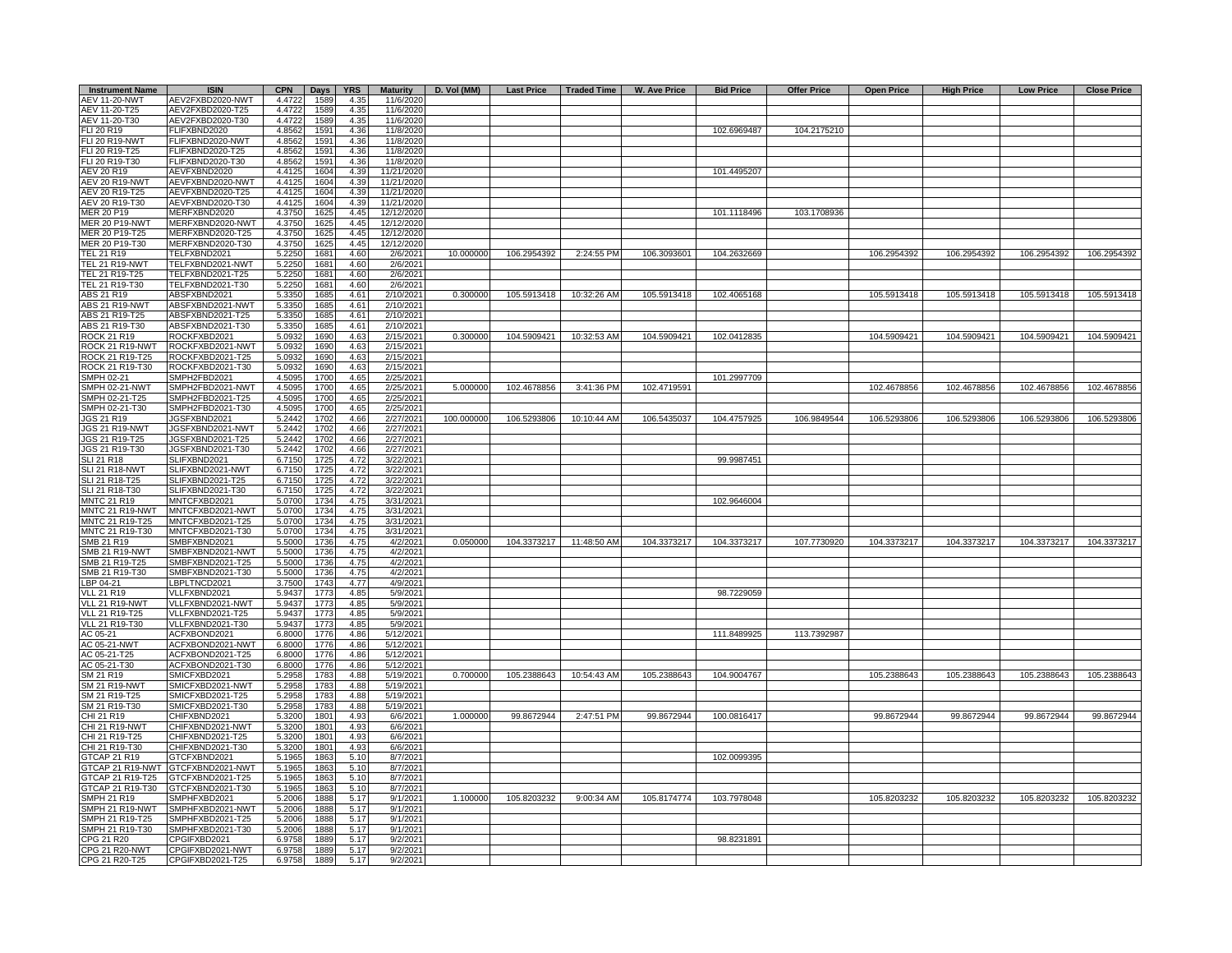| Instrument Name | ISIN | CPN | Days | YRS | Maturity | D. Vol (MM) | Last Price | Traded Time | W. Ave Price | Bid Price | Offer Price | Open Price | High Price | Low Price | Close Price |
|---|---|---|---|---|---|---|---|---|---|---|---|---|---|---|---|
| AEV 11-20-NWT | AEV2FXBD2020-NWT | 4.4722 | 1589 | 4.35 | 11/6/2020 | | | | | | | | | | |
| AEV 11-20-T25 | AEV2FXBD2020-T25 | 4.4722 | 1589 | 4.35 | 11/6/2020 | | | | | | | | | | |
| AEV 11-20-T30 | AEV2FXBD2020-T30 | 4.4722 | 1589 | 4.35 | 11/6/2020 | | | | | | | | | | |
| FLI 20 R19 | FLIFXBND2020 | 4.8562 | 1591 | 4.36 | 11/8/2020 | | | | | 102.6969487 | 104.2175210 | | | | |
| FLI 20 R19-NWT | FLIFXBND2020-NWT | 4.8562 | 1591 | 4.36 | 11/8/2020 | | | | | | | | | | |
| FLI 20 R19-T25 | FLIFXBND2020-T25 | 4.8562 | 1591 | 4.36 | 11/8/2020 | | | | | | | | | | |
| FLI 20 R19-T30 | FLIFXBND2020-T30 | 4.8562 | 1591 | 4.36 | 11/8/2020 | | | | | | | | | | |
| AEV 20 R19 | AEVFXBND2020 | 4.4125 | 1604 | 4.39 | 11/21/2020 | | | | | 101.4495207 | | | | | |
| AEV 20 R19-NWT | AEVFXBND2020-NWT | 4.4125 | 1604 | 4.39 | 11/21/2020 | | | | | | | | | | |
| AEV 20 R19-T25 | AEVFXBND2020-T25 | 4.4125 | 1604 | 4.39 | 11/21/2020 | | | | | | | | | | |
| AEV 20 R19-T30 | AEVFXBND2020-T30 | 4.4125 | 1604 | 4.39 | 11/21/2020 | | | | | | | | | | |
| MER 20 P19 | MERFXBND2020 | 4.3750 | 1625 | 4.45 | 12/12/2020 | | | | | 101.1118496 | 103.1708936 | | | | |
| MER 20 P19-NWT | MERFXBND2020-NWT | 4.3750 | 1625 | 4.45 | 12/12/2020 | | | | | | | | | | |
| MER 20 P19-T25 | MERFXBND2020-T25 | 4.3750 | 1625 | 4.45 | 12/12/2020 | | | | | | | | | | |
| MER 20 P19-T30 | MERFXBND2020-T30 | 4.3750 | 1625 | 4.45 | 12/12/2020 | | | | | | | | | | |
| TEL 21 R19 | TELFXBND2021 | 5.2250 | 1681 | 4.60 | 2/6/2021 | 10.000000 | 106.2954392 | 2:24:55 PM | 106.3093601 | 104.2632669 | | 106.2954392 | 106.2954392 | 106.2954392 | 106.2954392 |
| TEL 21 R19-NWT | TELFXBND2021-NWT | 5.2250 | 1681 | 4.60 | 2/6/2021 | | | | | | | | | | |
| TEL 21 R19-T25 | TELFXBND2021-T25 | 5.2250 | 1681 | 4.60 | 2/6/2021 | | | | | | | | | | |
| TEL 21 R19-T30 | TELFXBND2021-T30 | 5.2250 | 1681 | 4.60 | 2/6/2021 | | | | | | | | | | |
| ABS 21 R19 | ABSFXBND2021 | 5.3350 | 1685 | 4.61 | 2/10/2021 | 0.300000 | 105.5913418 | 10:32:26 AM | 105.5913418 | 102.4065168 | | 105.5913418 | 105.5913418 | 105.5913418 | 105.5913418 |
| ABS 21 R19-NWT | ABSFXBND2021-NWT | 5.3350 | 1685 | 4.61 | 2/10/2021 | | | | | | | | | | |
| ABS 21 R19-T25 | ABSFXBND2021-T25 | 5.3350 | 1685 | 4.61 | 2/10/2021 | | | | | | | | | | |
| ABS 21 R19-T30 | ABSFXBND2021-T30 | 5.3350 | 1685 | 4.61 | 2/10/2021 | | | | | | | | | | |
| ROCK 21 R19 | ROCKFXBD2021 | 5.0932 | 1690 | 4.63 | 2/15/2021 | 0.300000 | 104.5909421 | 10:32:53 AM | 104.5909421 | 102.0412835 | | 104.5909421 | 104.5909421 | 104.5909421 | 104.5909421 |
| ROCK 21 R19-NWT | ROCKFXBD2021-NWT | 5.0932 | 1690 | 4.63 | 2/15/2021 | | | | | | | | | | |
| ROCK 21 R19-T25 | ROCKFXBD2021-T25 | 5.0932 | 1690 | 4.63 | 2/15/2021 | | | | | | | | | | |
| ROCK 21 R19-T30 | ROCKFXBD2021-T30 | 5.0932 | 1690 | 4.63 | 2/15/2021 | | | | | | | | | | |
| SMPH 02-21 | SMPH2FBD2021 | 4.5095 | 1700 | 4.65 | 2/25/2021 | | | | | 101.2997709 | | | | | |
| SMPH 02-21-NWT | SMPH2FBD2021-NWT | 4.5095 | 1700 | 4.65 | 2/25/2021 | 5.000000 | 102.4678856 | 3:41:36 PM | 102.4719591 | | | 102.4678856 | 102.4678856 | 102.4678856 | 102.4678856 |
| SMPH 02-21-T25 | SMPH2FBD2021-T25 | 4.5095 | 1700 | 4.65 | 2/25/2021 | | | | | | | | | | |
| SMPH 02-21-T30 | SMPH2FBD2021-T30 | 4.5095 | 1700 | 4.65 | 2/25/2021 | | | | | | | | | | |
| JGS 21 R19 | JGSFXBND2021 | 5.2442 | 1702 | 4.66 | 2/27/2021 | 100.000000 | 106.5293806 | 10:10:44 AM | 106.5435037 | 104.4757925 | 106.9849544 | 106.5293806 | 106.5293806 | 106.5293806 | 106.5293806 |
| JGS 21 R19-NWT | JGSFXBND2021-NWT | 5.2442 | 1702 | 4.66 | 2/27/2021 | | | | | | | | | | |
| JGS 21 R19-T25 | JGSFXBND2021-T25 | 5.2442 | 1702 | 4.66 | 2/27/2021 | | | | | | | | | | |
| JGS 21 R19-T30 | JGSFXBND2021-T30 | 5.2442 | 1702 | 4.66 | 2/27/2021 | | | | | | | | | | |
| SLI 21 R18 | SLIFXBND2021 | 6.7150 | 1725 | 4.72 | 3/22/2021 | | | | | 99.9987451 | | | | | |
| SLI 21 R18-NWT | SLIFXBND2021-NWT | 6.7150 | 1725 | 4.72 | 3/22/2021 | | | | | | | | | | |
| SLI 21 R18-T25 | SLIFXBND2021-T25 | 6.7150 | 1725 | 4.72 | 3/22/2021 | | | | | | | | | | |
| SLI 21 R18-T30 | SLIFXBND2021-T30 | 6.7150 | 1725 | 4.72 | 3/22/2021 | | | | | | | | | | |
| MNTC 21 R19 | MNTCFXBD2021 | 5.0700 | 1734 | 4.75 | 3/31/2021 | | | | | 102.9646004 | | | | | |
| MNTC 21 R19-NWT | MNTCFXBD2021-NWT | 5.0700 | 1734 | 4.75 | 3/31/2021 | | | | | | | | | | |
| MNTC 21 R19-T25 | MNTCFXBD2021-T25 | 5.0700 | 1734 | 4.75 | 3/31/2021 | | | | | | | | | | |
| MNTC 21 R19-T30 | MNTCFXBD2021-T30 | 5.0700 | 1734 | 4.75 | 3/31/2021 | | | | | | | | | | |
| SMB 21 R19 | SMBFXBND2021 | 5.5000 | 1736 | 4.75 | 4/2/2021 | 0.050000 | 104.3373217 | 11:48:50 AM | 104.3373217 | 104.3373217 | 107.7730920 | 104.3373217 | 104.3373217 | 104.3373217 | 104.3373217 |
| SMB 21 R19-NWT | SMBFXBND2021-NWT | 5.5000 | 1736 | 4.75 | 4/2/2021 | | | | | | | | | | |
| SMB 21 R19-T25 | SMBFXBND2021-T25 | 5.5000 | 1736 | 4.75 | 4/2/2021 | | | | | | | | | | |
| SMB 21 R19-T30 | SMBFXBND2021-T30 | 5.5000 | 1736 | 4.75 | 4/2/2021 | | | | | | | | | | |
| LBP 04-21 | LBPLTNCD2021 | 3.7500 | 1743 | 4.77 | 4/9/2021 | | | | | | | | | | |
| VLL 21 R19 | VLLFXBND2021 | 5.9437 | 1773 | 4.85 | 5/9/2021 | | | | | 98.7229059 | | | | | |
| VLL 21 R19-NWT | VLLFXBND2021-NWT | 5.9437 | 1773 | 4.85 | 5/9/2021 | | | | | | | | | | |
| VLL 21 R19-T25 | VLLFXBND2021-T25 | 5.9437 | 1773 | 4.85 | 5/9/2021 | | | | | | | | | | |
| VLL 21 R19-T30 | VLLFXBND2021-T30 | 5.9437 | 1773 | 4.85 | 5/9/2021 | | | | | | | | | | |
| AC 05-21 | ACFXBOND2021 | 6.8000 | 1776 | 4.86 | 5/12/2021 | | | | | 111.8489925 | 113.7392987 | | | | |
| AC 05-21-NWT | ACFXBOND2021-NWT | 6.8000 | 1776 | 4.86 | 5/12/2021 | | | | | | | | | | |
| AC 05-21-T25 | ACFXBOND2021-T25 | 6.8000 | 1776 | 4.86 | 5/12/2021 | | | | | | | | | | |
| AC 05-21-T30 | ACFXBOND2021-T30 | 6.8000 | 1776 | 4.86 | 5/12/2021 | | | | | | | | | | |
| SM 21 R19 | SMICFXBD2021 | 5.2958 | 1783 | 4.88 | 5/19/2021 | 0.700000 | 105.2388643 | 10:54:43 AM | 105.2388643 | 104.9004767 | | 105.2388643 | 105.2388643 | 105.2388643 | 105.2388643 |
| SM 21 R19-NWT | SMICFXBD2021-NWT | 5.2958 | 1783 | 4.88 | 5/19/2021 | | | | | | | | | | |
| SM 21 R19-T25 | SMICFXBD2021-T25 | 5.2958 | 1783 | 4.88 | 5/19/2021 | | | | | | | | | | |
| SM 21 R19-T30 | SMICFXBD2021-T30 | 5.2958 | 1783 | 4.88 | 5/19/2021 | | | | | | | | | | |
| CHI 21 R19 | CHIFXBND2021 | 5.3200 | 1801 | 4.93 | 6/6/2021 | 1.000000 | 99.8672944 | 2:47:51 PM | 99.8672944 | 100.0816417 | | 99.8672944 | 99.8672944 | 99.8672944 | 99.8672944 |
| CHI 21 R19-NWT | CHIFXBND2021-NWT | 5.3200 | 1801 | 4.93 | 6/6/2021 | | | | | | | | | | |
| CHI 21 R19-T25 | CHIFXBND2021-T25 | 5.3200 | 1801 | 4.93 | 6/6/2021 | | | | | | | | | | |
| CHI 21 R19-T30 | CHIFXBND2021-T30 | 5.3200 | 1801 | 4.93 | 6/6/2021 | | | | | | | | | | |
| GTCAP 21 R19 | GTCFXBND2021 | 5.1965 | 1863 | 5.10 | 8/7/2021 | | | | | 102.0099395 | | | | | |
| GTCAP 21 R19-NWT | GTCFXBND2021-NWT | 5.1965 | 1863 | 5.10 | 8/7/2021 | | | | | | | | | | |
| GTCAP 21 R19-T25 | GTCFXBND2021-T25 | 5.1965 | 1863 | 5.10 | 8/7/2021 | | | | | | | | | | |
| GTCAP 21 R19-T30 | GTCFXBND2021-T30 | 5.1965 | 1863 | 5.10 | 8/7/2021 | | | | | | | | | | |
| SMPH 21 R19 | SMPHFXBD2021 | 5.2006 | 1888 | 5.17 | 9/1/2021 | 1.100000 | 105.8203232 | 9:00:34 AM | 105.8174774 | 103.7978048 | | 105.8203232 | 105.8203232 | 105.8203232 | 105.8203232 |
| SMPH 21 R19-NWT | SMPHFXBD2021-NWT | 5.2006 | 1888 | 5.17 | 9/1/2021 | | | | | | | | | | |
| SMPH 21 R19-T25 | SMPHFXBD2021-T25 | 5.2006 | 1888 | 5.17 | 9/1/2021 | | | | | | | | | | |
| SMPH 21 R19-T30 | SMPHFXBD2021-T30 | 5.2006 | 1888 | 5.17 | 9/1/2021 | | | | | | | | | | |
| CPG 21 R20 | CPGIFXBD2021 | 6.9758 | 1889 | 5.17 | 9/2/2021 | | | | | 98.8231891 | | | | | |
| CPG 21 R20-NWT | CPGIFXBD2021-NWT | 6.9758 | 1889 | 5.17 | 9/2/2021 | | | | | | | | | | |
| CPG 21 R20-T25 | CPGIFXBD2021-T25 | 6.9758 | 1889 | 5.17 | 9/2/2021 | | | | | | | | | | |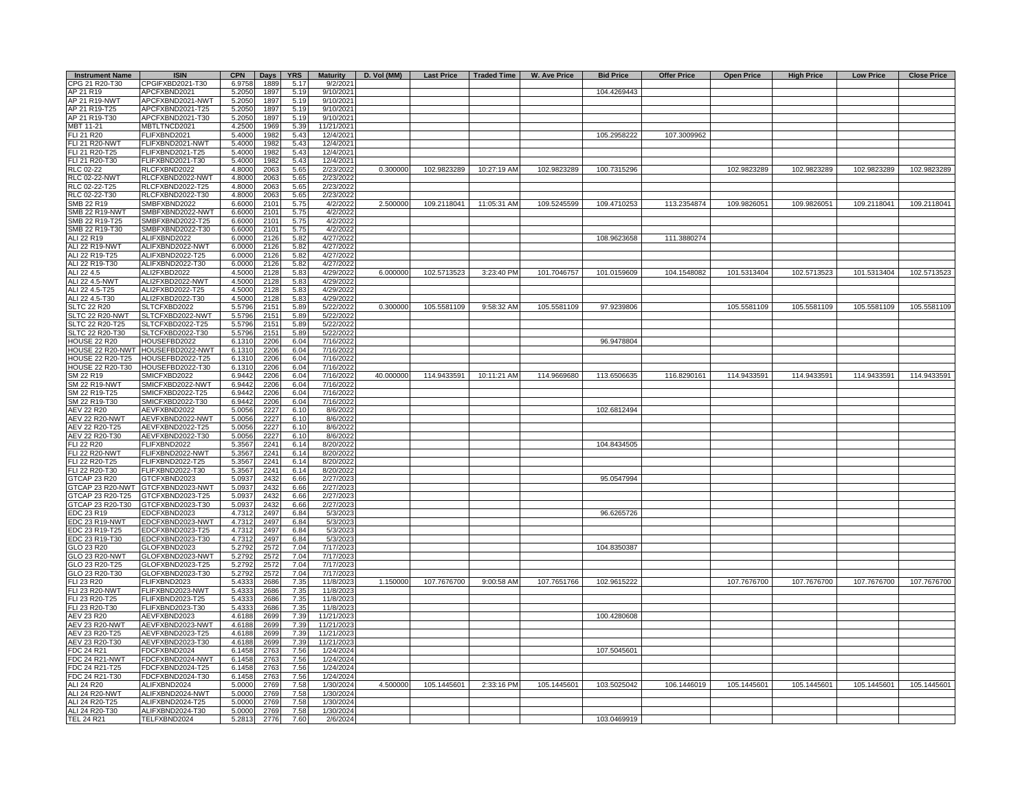| Instrument Name | ISIN | CPN | Days | YRS | Maturity | D. Vol (MM) | Last Price | Traded Time | W. Ave Price | Bid Price | Offer Price | Open Price | High Price | Low Price | Close Price |
|---|---|---|---|---|---|---|---|---|---|---|---|---|---|---|---|
| CPG 21 R20-T30 | CPGIFXBD2021-T30 | 6.9758 | 1889 | 5.17 | 9/2/2021 | | | | | | | | | | |
| AP 21 R19 | APCFXBND2021 | 5.2050 | 1897 | 5.19 | 9/10/2021 | | | | | 104.4269443 | | | | | |
| AP 21 R19-NWT | APCFXBND2021-NWT | 5.2050 | 1897 | 5.19 | 9/10/2021 | | | | | | | | | | |
| AP 21 R19-T25 | APCFXBND2021-T25 | 5.2050 | 1897 | 5.19 | 9/10/2021 | | | | | | | | | | |
| AP 21 R19-T30 | APCFXBND2021-T30 | 5.2050 | 1897 | 5.19 | 9/10/2021 | | | | | | | | | | |
| MBT 11-21 | MBTLTNCD2021 | 4.2500 | 1969 | 5.39 | 11/21/2021 | | | | | | | | | | |
| FLI 21 R20 | FLIFXBND2021 | 5.4000 | 1982 | 5.43 | 12/4/2021 | | | | | 105.2958222 | 107.3009962 | | | | |
| FLI 21 R20-NWT | FLIFXBND2021-NWT | 5.4000 | 1982 | 5.43 | 12/4/2021 | | | | | | | | | | |
| FLI 21 R20-T25 | FLIFXBND2021-T25 | 5.4000 | 1982 | 5.43 | 12/4/2021 | | | | | | | | | | |
| FLI 21 R20-T30 | FLIFXBND2021-T30 | 5.4000 | 1982 | 5.43 | 12/4/2021 | | | | | | | | | | |
| RLC 02-22 | RLCFXBND2022 | 4.8000 | 2063 | 5.65 | 2/23/2022 | 0.300000 | 102.9823289 | 10:27:19 AM | 102.9823289 | 100.7315296 | | 102.9823289 | 102.9823289 | 102.9823289 | 102.9823289 |
| RLC 02-22-NWT | RLCFXBND2022-NWT | 4.8000 | 2063 | 5.65 | 2/23/2022 | | | | | | | | | | |
| RLC 02-22-T25 | RLCFXBND2022-T25 | 4.8000 | 2063 | 5.65 | 2/23/2022 | | | | | | | | | | |
| RLC 02-22-T30 | RLCFXBND2022-T30 | 4.8000 | 2063 | 5.65 | 2/23/2022 | | | | | | | | | | |
| SMB 22 R19 | SMBFXBND2022 | 6.6000 | 2101 | 5.75 | 4/2/2022 | 2.500000 | 109.2118041 | 11:05:31 AM | 109.5245599 | 109.4710253 | 113.2354874 | 109.9826051 | 109.9826051 | 109.2118041 | 109.2118041 |
| SMB 22 R19-NWT | SMBFXBND2022-NWT | 6.6000 | 2101 | 5.75 | 4/2/2022 | | | | | | | | | | |
| SMB 22 R19-T25 | SMBFXBND2022-T25 | 6.6000 | 2101 | 5.75 | 4/2/2022 | | | | | | | | | | |
| SMB 22 R19-T30 | SMBFXBND2022-T30 | 6.6000 | 2101 | 5.75 | 4/2/2022 | | | | | | | | | | |
| ALI 22 R19 | ALIFXBND2022 | 6.0000 | 2126 | 5.82 | 4/27/2022 | | | | | 108.9623658 | 111.3880274 | | | | |
| ALI 22 R19-NWT | ALIFXBND2022-NWT | 6.0000 | 2126 | 5.82 | 4/27/2022 | | | | | | | | | | |
| ALI 22 R19-T25 | ALIFXBND2022-T25 | 6.0000 | 2126 | 5.82 | 4/27/2022 | | | | | | | | | | |
| ALI 22 R19-T30 | ALIFXBND2022-T30 | 6.0000 | 2126 | 5.82 | 4/27/2022 | | | | | | | | | | |
| ALI 22 4.5 | ALI2FXBD2022 | 4.5000 | 2128 | 5.83 | 4/29/2022 | 6.000000 | 102.5713523 | 3:23:40 PM | 101.7046757 | 101.0159609 | 104.1548082 | 101.5313404 | 102.5713523 | 101.5313404 | 102.5713523 |
| ALI 22 4.5-NWT | ALI2FXBD2022-NWT | 4.5000 | 2128 | 5.83 | 4/29/2022 | | | | | | | | | | |
| ALI 22 4.5-T25 | ALI2FXBD2022-T25 | 4.5000 | 2128 | 5.83 | 4/29/2022 | | | | | | | | | | |
| ALI 22 4.5-T30 | ALI2FXBD2022-T30 | 4.5000 | 2128 | 5.83 | 4/29/2022 | | | | | | | | | | |
| SLTC 22 R20 | SLTCFXBD2022 | 5.5796 | 2151 | 5.89 | 5/22/2022 | 0.300000 | 105.5581109 | 9:58:32 AM | 105.5581109 | 97.9239806 | | 105.5581109 | 105.5581109 | 105.5581109 | 105.5581109 |
| SLTC 22 R20-NWT | SLTCFXBD2022-NWT | 5.5796 | 2151 | 5.89 | 5/22/2022 | | | | | | | | | | |
| SLTC 22 R20-T25 | SLTCFXBD2022-T25 | 5.5796 | 2151 | 5.89 | 5/22/2022 | | | | | | | | | | |
| SLTC 22 R20-T30 | SLTCFXBD2022-T30 | 5.5796 | 2151 | 5.89 | 5/22/2022 | | | | | | | | | | |
| HOUSE 22 R20 | HOUSEFBD2022 | 6.1310 | 2206 | 6.04 | 7/16/2022 | | | | | 96.9478804 | | | | | |
| HOUSE 22 R20-NWT | HOUSEFBD2022-NWT | 6.1310 | 2206 | 6.04 | 7/16/2022 | | | | | | | | | | |
| HOUSE 22 R20-T25 | HOUSEFBD2022-T25 | 6.1310 | 2206 | 6.04 | 7/16/2022 | | | | | | | | | | |
| HOUSE 22 R20-T30 | HOUSEFBD2022-T30 | 6.1310 | 2206 | 6.04 | 7/16/2022 | | | | | | | | | | |
| SM 22 R19 | SMICFXBD2022 | 6.9442 | 2206 | 6.04 | 7/16/2022 | 40.000000 | 114.9433591 | 10:11:21 AM | 114.9669680 | 113.6506635 | 116.8290161 | 114.9433591 | 114.9433591 | 114.9433591 | 114.9433591 |
| SM 22 R19-NWT | SMICFXBD2022-NWT | 6.9442 | 2206 | 6.04 | 7/16/2022 | | | | | | | | | | |
| SM 22 R19-T25 | SMICFXBD2022-T25 | 6.9442 | 2206 | 6.04 | 7/16/2022 | | | | | | | | | | |
| SM 22 R19-T30 | SMICFXBD2022-T30 | 6.9442 | 2206 | 6.04 | 7/16/2022 | | | | | | | | | | |
| AEV 22 R20 | AEVFXBND2022 | 5.0056 | 2227 | 6.10 | 8/6/2022 | | | | | 102.6812494 | | | | | |
| AEV 22 R20-NWT | AEVFXBND2022-NWT | 5.0056 | 2227 | 6.10 | 8/6/2022 | | | | | | | | | | |
| AEV 22 R20-T25 | AEVFXBND2022-T25 | 5.0056 | 2227 | 6.10 | 8/6/2022 | | | | | | | | | | |
| AEV 22 R20-T30 | AEVFXBND2022-T30 | 5.0056 | 2227 | 6.10 | 8/6/2022 | | | | | | | | | | |
| FLI 22 R20 | FLIFXBND2022 | 5.3567 | 2241 | 6.14 | 8/20/2022 | | | | | 104.8434505 | | | | | |
| FLI 22 R20-NWT | FLIFXBND2022-NWT | 5.3567 | 2241 | 6.14 | 8/20/2022 | | | | | | | | | | |
| FLI 22 R20-T25 | FLIFXBND2022-T25 | 5.3567 | 2241 | 6.14 | 8/20/2022 | | | | | | | | | | |
| FLI 22 R20-T30 | FLIFXBND2022-T30 | 5.3567 | 2241 | 6.14 | 8/20/2022 | | | | | | | | | | |
| GTCAP 23 R20 | GTCFXBND2023 | 5.0937 | 2432 | 6.66 | 2/27/2023 | | | | | 95.0547994 | | | | | |
| GTCAP 23 R20-NWT | GTCFXBND2023-NWT | 5.0937 | 2432 | 6.66 | 2/27/2023 | | | | | | | | | | |
| GTCAP 23 R20-T25 | GTCFXBND2023-T25 | 5.0937 | 2432 | 6.66 | 2/27/2023 | | | | | | | | | | |
| GTCAP 23 R20-T30 | GTCFXBND2023-T30 | 5.0937 | 2432 | 6.66 | 2/27/2023 | | | | | | | | | | |
| EDC 23 R19 | EDCFXBND2023 | 4.7312 | 2497 | 6.84 | 5/3/2023 | | | | | 96.6265726 | | | | | |
| EDC 23 R19-NWT | EDCFXBND2023-NWT | 4.7312 | 2497 | 6.84 | 5/3/2023 | | | | | | | | | | |
| EDC 23 R19-T25 | EDCFXBND2023-T25 | 4.7312 | 2497 | 6.84 | 5/3/2023 | | | | | | | | | | |
| EDC 23 R19-T30 | EDCFXBND2023-T30 | 4.7312 | 2497 | 6.84 | 5/3/2023 | | | | | | | | | | |
| GLO 23 R20 | GLOFXBND2023 | 5.2792 | 2572 | 7.04 | 7/17/2023 | | | | | 104.8350387 | | | | | |
| GLO 23 R20-NWT | GLOFXBND2023-NWT | 5.2792 | 2572 | 7.04 | 7/17/2023 | | | | | | | | | | |
| GLO 23 R20-T25 | GLOFXBND2023-T25 | 5.2792 | 2572 | 7.04 | 7/17/2023 | | | | | | | | | | |
| GLO 23 R20-T30 | GLOFXBND2023-T30 | 5.2792 | 2572 | 7.04 | 7/17/2023 | | | | | | | | | | |
| FLI 23 R20 | FLIFXBND2023 | 5.4333 | 2686 | 7.35 | 11/8/2023 | 1.150000 | 107.7676700 | 9:00:58 AM | 107.7651766 | 102.9615222 | | 107.7676700 | 107.7676700 | 107.7676700 | 107.7676700 |
| FLI 23 R20-NWT | FLIFXBND2023-NWT | 5.4333 | 2686 | 7.35 | 11/8/2023 | | | | | | | | | | |
| FLI 23 R20-T25 | FLIFXBND2023-T25 | 5.4333 | 2686 | 7.35 | 11/8/2023 | | | | | | | | | | |
| FLI 23 R20-T30 | FLIFXBND2023-T30 | 5.4333 | 2686 | 7.35 | 11/8/2023 | | | | | | | | | | |
| AEV 23 R20 | AEVFXBND2023 | 4.6188 | 2699 | 7.39 | 11/21/2023 | | | | | 100.4280608 | | | | | |
| AEV 23 R20-NWT | AEVFXBND2023-NWT | 4.6188 | 2699 | 7.39 | 11/21/2023 | | | | | | | | | | |
| AEV 23 R20-T25 | AEVFXBND2023-T25 | 4.6188 | 2699 | 7.39 | 11/21/2023 | | | | | | | | | | |
| AEV 23 R20-T30 | AEVFXBND2023-T30 | 4.6188 | 2699 | 7.39 | 11/21/2023 | | | | | | | | | | |
| FDC 24 R21 | FDCFXBND2024 | 6.1458 | 2763 | 7.56 | 1/24/2024 | | | | | 107.5045601 | | | | | |
| FDC 24 R21-NWT | FDCFXBND2024-NWT | 6.1458 | 2763 | 7.56 | 1/24/2024 | | | | | | | | | | |
| FDC 24 R21-T25 | FDCFXBND2024-T25 | 6.1458 | 2763 | 7.56 | 1/24/2024 | | | | | | | | | | |
| FDC 24 R21-T30 | FDCFXBND2024-T30 | 6.1458 | 2763 | 7.56 | 1/24/2024 | | | | | | | | | | |
| ALI 24 R20 | ALIFXBND2024 | 5.0000 | 2769 | 7.58 | 1/30/2024 | 4.500000 | 105.1445601 | 2:33:16 PM | 105.1445601 | 103.5025042 | 106.1446019 | 105.1445601 | 105.1445601 | 105.1445601 | 105.1445601 |
| ALI 24 R20-NWT | ALIFXBND2024-NWT | 5.0000 | 2769 | 7.58 | 1/30/2024 | | | | | | | | | | |
| ALI 24 R20-T25 | ALIFXBND2024-T25 | 5.0000 | 2769 | 7.58 | 1/30/2024 | | | | | | | | | | |
| ALI 24 R20-T30 | ALIFXBND2024-T30 | 5.0000 | 2769 | 7.58 | 1/30/2024 | | | | | | | | | | |
| TEL 24 R21 | TELFXBND2024 | 5.2813 | 2776 | 7.60 | 2/6/2024 | | | | | 103.0469919 | | | | | |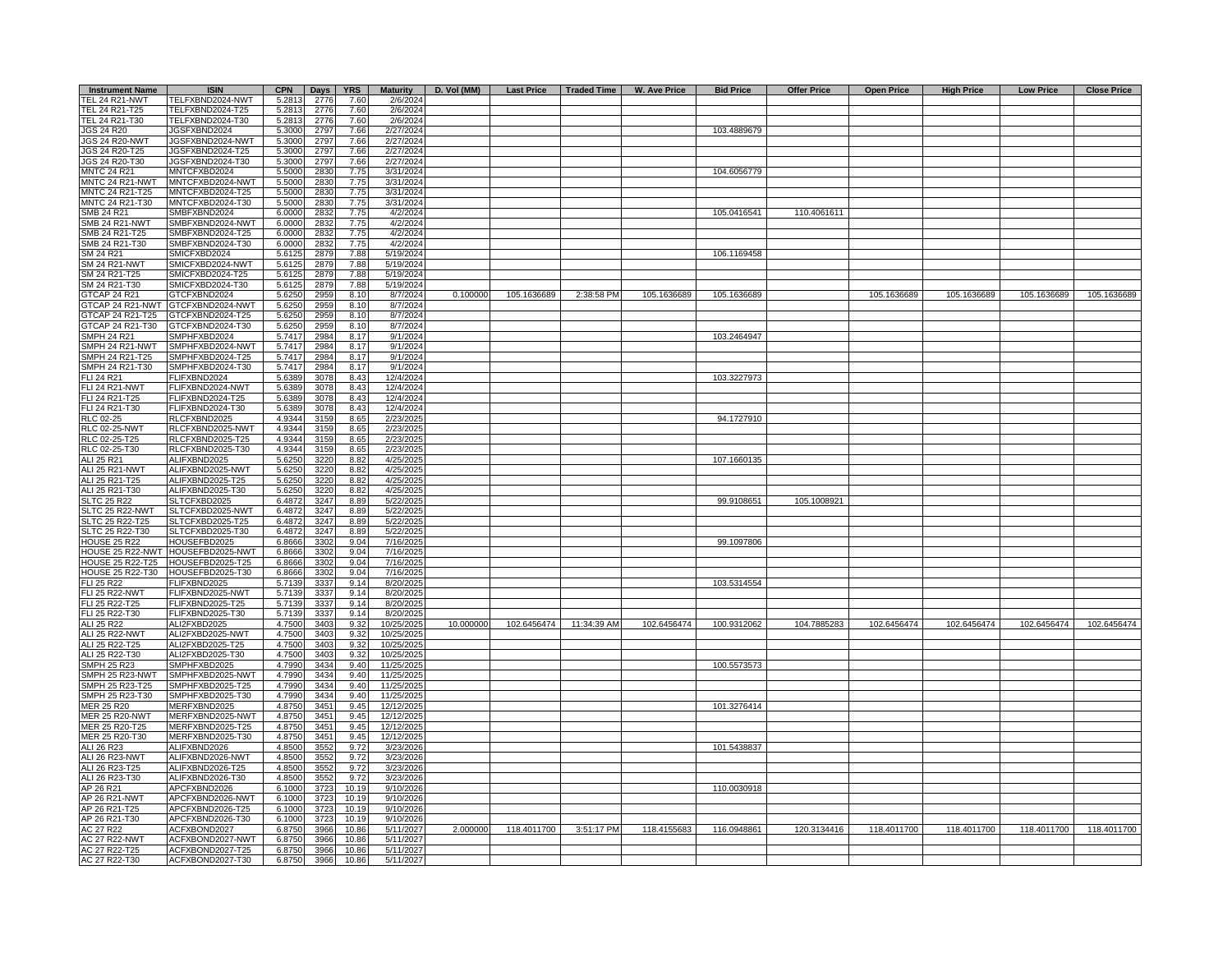| Instrument Name | ISIN | CPN | Days | YRS | Maturity | D. Vol (MM) | Last Price | Traded Time | W. Ave Price | Bid Price | Offer Price | Open Price | High Price | Low Price | Close Price |
|---|---|---|---|---|---|---|---|---|---|---|---|---|---|---|---|
| TEL 24 R21-NWT | TELFXBND2024-NWT | 5.2813 | 2776 | 7.60 | 2/6/2024 | | | | | | | | | | |
| TEL 24 R21-T25 | TELFXBND2024-T25 | 5.2813 | 2776 | 7.60 | 2/6/2024 | | | | | | | | | | |
| TEL 24 R21-T30 | TELFXBND2024-T30 | 5.2813 | 2776 | 7.60 | 2/6/2024 | | | | | | | | | | |
| JGS 24 R20 | JGSFXBND2024 | 5.3000 | 2797 | 7.66 | 2/27/2024 | | | | | 103.4889679 | | | | | |
| JGS 24 R20-NWT | JGSFXBND2024-NWT | 5.3000 | 2797 | 7.66 | 2/27/2024 | | | | | | | | | | |
| JGS 24 R20-T25 | JGSFXBND2024-T25 | 5.3000 | 2797 | 7.66 | 2/27/2024 | | | | | | | | | | |
| JGS 24 R20-T30 | JGSFXBND2024-T30 | 5.3000 | 2797 | 7.66 | 2/27/2024 | | | | | | | | | | |
| MNTC 24 R21 | MNTCFXBD2024 | 5.5000 | 2830 | 7.75 | 3/31/2024 | | | | | 104.6056779 | | | | | |
| MNTC 24 R21-NWT | MNTCFXBD2024-NWT | 5.5000 | 2830 | 7.75 | 3/31/2024 | | | | | | | | | | |
| MNTC 24 R21-T25 | MNTCFXBD2024-T25 | 5.5000 | 2830 | 7.75 | 3/31/2024 | | | | | | | | | | |
| MNTC 24 R21-T30 | MNTCFXBD2024-T30 | 5.5000 | 2830 | 7.75 | 3/31/2024 | | | | | | | | | | |
| SMB 24 R21 | SMBFXBND2024 | 6.0000 | 2832 | 7.75 | 4/2/2024 | | | | | 105.0416541 | 110.4061611 | | | | |
| SMB 24 R21-NWT | SMBFXBND2024-NWT | 6.0000 | 2832 | 7.75 | 4/2/2024 | | | | | | | | | | |
| SMB 24 R21-T25 | SMBFXBND2024-T25 | 6.0000 | 2832 | 7.75 | 4/2/2024 | | | | | | | | | | |
| SMB 24 R21-T30 | SMBFXBND2024-T30 | 6.0000 | 2832 | 7.75 | 4/2/2024 | | | | | | | | | | |
| SM 24 R21 | SMICFXBD2024 | 5.6125 | 2879 | 7.88 | 5/19/2024 | | | | | 106.1169458 | | | | | |
| SM 24 R21-NWT | SMICFXBD2024-NWT | 5.6125 | 2879 | 7.88 | 5/19/2024 | | | | | | | | | | |
| SM 24 R21-T25 | SMICFXBD2024-T25 | 5.6125 | 2879 | 7.88 | 5/19/2024 | | | | | | | | | | |
| SM 24 R21-T30 | SMICFXBD2024-T30 | 5.6125 | 2879 | 7.88 | 5/19/2024 | | | | | | | | | | |
| GTCAP 24 R21 | GTCFXBND2024 | 5.6250 | 2959 | 8.10 | 8/7/2024 | 0.100000 | 105.1636689 | 2:38:58 PM | 105.1636689 | 105.1636689 | | 105.1636689 | 105.1636689 | 105.1636689 | 105.1636689 |
| GTCAP 24 R21-NWT | GTCFXBND2024-NWT | 5.6250 | 2959 | 8.10 | 8/7/2024 | | | | | | | | | | |
| GTCAP 24 R21-T25 | GTCFXBND2024-T25 | 5.6250 | 2959 | 8.10 | 8/7/2024 | | | | | | | | | | |
| GTCAP 24 R21-T30 | GTCFXBND2024-T30 | 5.6250 | 2959 | 8.10 | 8/7/2024 | | | | | | | | | | |
| SMPH 24 R21 | SMPHFXBD2024 | 5.7417 | 2984 | 8.17 | 9/1/2024 | | | | | 103.2464947 | | | | | |
| SMPH 24 R21-NWT | SMPHFXBD2024-NWT | 5.7417 | 2984 | 8.17 | 9/1/2024 | | | | | | | | | | |
| SMPH 24 R21-T25 | SMPHFXBD2024-T25 | 5.7417 | 2984 | 8.17 | 9/1/2024 | | | | | | | | | | |
| SMPH 24 R21-T30 | SMPHFXBD2024-T30 | 5.7417 | 2984 | 8.17 | 9/1/2024 | | | | | | | | | | |
| FLI 24 R21 | FLIFXBND2024 | 5.6389 | 3078 | 8.43 | 12/4/2024 | | | | | 103.3227973 | | | | | |
| FLI 24 R21-NWT | FLIFXBND2024-NWT | 5.6389 | 3078 | 8.43 | 12/4/2024 | | | | | | | | | | |
| FLI 24 R21-T25 | FLIFXBND2024-T25 | 5.6389 | 3078 | 8.43 | 12/4/2024 | | | | | | | | | | |
| FLI 24 R21-T30 | FLIFXBND2024-T30 | 5.6389 | 3078 | 8.43 | 12/4/2024 | | | | | | | | | | |
| RLC 02-25 | RLCFXBND2025 | 4.9344 | 3159 | 8.65 | 2/23/2025 | | | | | 94.1727910 | | | | | |
| RLC 02-25-NWT | RLCFXBND2025-NWT | 4.9344 | 3159 | 8.65 | 2/23/2025 | | | | | | | | | | |
| RLC 02-25-T25 | RLCFXBND2025-T25 | 4.9344 | 3159 | 8.65 | 2/23/2025 | | | | | | | | | | |
| RLC 02-25-T30 | RLCFXBND2025-T30 | 4.9344 | 3159 | 8.65 | 2/23/2025 | | | | | | | | | | |
| ALI 25 R21 | ALIFXBND2025 | 5.6250 | 3220 | 8.82 | 4/25/2025 | | | | | 107.1660135 | | | | | |
| ALI 25 R21-NWT | ALIFXBND2025-NWT | 5.6250 | 3220 | 8.82 | 4/25/2025 | | | | | | | | | | |
| ALI 25 R21-T25 | ALIFXBND2025-T25 | 5.6250 | 3220 | 8.82 | 4/25/2025 | | | | | | | | | | |
| ALI 25 R21-T30 | ALIFXBND2025-T30 | 5.6250 | 3220 | 8.82 | 4/25/2025 | | | | | | | | | | |
| SLTC 25 R22 | SLTCFXBD2025 | 6.4872 | 3247 | 8.89 | 5/22/2025 | | | | | 99.9108651 | 105.1008921 | | | | |
| SLTC 25 R22-NWT | SLTCFXBD2025-NWT | 6.4872 | 3247 | 8.89 | 5/22/2025 | | | | | | | | | | |
| SLTC 25 R22-T25 | SLTCFXBD2025-T25 | 6.4872 | 3247 | 8.89 | 5/22/2025 | | | | | | | | | | |
| SLTC 25 R22-T30 | SLTCFXBD2025-T30 | 6.4872 | 3247 | 8.89 | 5/22/2025 | | | | | | | | | | |
| HOUSE 25 R22 | HOUSEFBD2025 | 6.8666 | 3302 | 9.04 | 7/16/2025 | | | | | 99.1097806 | | | | | |
| HOUSE 25 R22-NWT | HOUSEFBD2025-NWT | 6.8666 | 3302 | 9.04 | 7/16/2025 | | | | | | | | | | |
| HOUSE 25 R22-T25 | HOUSEFBD2025-T25 | 6.8666 | 3302 | 9.04 | 7/16/2025 | | | | | | | | | | |
| HOUSE 25 R22-T30 | HOUSEFBD2025-T30 | 6.8666 | 3302 | 9.04 | 7/16/2025 | | | | | | | | | | |
| FLI 25 R22 | FLIFXBND2025 | 5.7139 | 3337 | 9.14 | 8/20/2025 | | | | | 103.5314554 | | | | | |
| FLI 25 R22-NWT | FLIFXBND2025-NWT | 5.7139 | 3337 | 9.14 | 8/20/2025 | | | | | | | | | | |
| FLI 25 R22-T25 | FLIFXBND2025-T25 | 5.7139 | 3337 | 9.14 | 8/20/2025 | | | | | | | | | | |
| FLI 25 R22-T30 | FLIFXBND2025-T30 | 5.7139 | 3337 | 9.14 | 8/20/2025 | | | | | | | | | | |
| ALI 25 R22 | ALI2FXBD2025 | 4.7500 | 3403 | 9.32 | 10/25/2025 | 10.000000 | 102.6456474 | 11:34:39 AM | 102.6456474 | 100.9312062 | 104.7885283 | 102.6456474 | 102.6456474 | 102.6456474 | 102.6456474 |
| ALI 25 R22-NWT | ALI2FXBD2025-NWT | 4.7500 | 3403 | 9.32 | 10/25/2025 | | | | | | | | | | |
| ALI 25 R22-T25 | ALI2FXBD2025-T25 | 4.7500 | 3403 | 9.32 | 10/25/2025 | | | | | | | | | | |
| ALI 25 R22-T30 | ALI2FXBD2025-T30 | 4.7500 | 3403 | 9.32 | 10/25/2025 | | | | | | | | | | |
| SMPH 25 R23 | SMPHFXBD2025 | 4.7990 | 3434 | 9.40 | 11/25/2025 | | | | | 100.5573573 | | | | | |
| SMPH 25 R23-NWT | SMPHFXBD2025-NWT | 4.7990 | 3434 | 9.40 | 11/25/2025 | | | | | | | | | | |
| SMPH 25 R23-T25 | SMPHFXBD2025-T25 | 4.7990 | 3434 | 9.40 | 11/25/2025 | | | | | | | | | | |
| SMPH 25 R23-T30 | SMPHFXBD2025-T30 | 4.7990 | 3434 | 9.40 | 11/25/2025 | | | | | | | | | | |
| MER 25 R20 | MERFXBND2025 | 4.8750 | 3451 | 9.45 | 12/12/2025 | | | | | 101.3276414 | | | | | |
| MER 25 R20-NWT | MERFXBND2025-NWT | 4.8750 | 3451 | 9.45 | 12/12/2025 | | | | | | | | | | |
| MER 25 R20-T25 | MERFXBND2025-T25 | 4.8750 | 3451 | 9.45 | 12/12/2025 | | | | | | | | | | |
| MER 25 R20-T30 | MERFXBND2025-T30 | 4.8750 | 3451 | 9.45 | 12/12/2025 | | | | | | | | | | |
| ALI 26 R23 | ALIFXBND2026 | 4.8500 | 3552 | 9.72 | 3/23/2026 | | | | | 101.5438837 | | | | | |
| ALI 26 R23-NWT | ALIFXBND2026-NWT | 4.8500 | 3552 | 9.72 | 3/23/2026 | | | | | | | | | | |
| ALI 26 R23-T25 | ALIFXBND2026-T25 | 4.8500 | 3552 | 9.72 | 3/23/2026 | | | | | | | | | | |
| ALI 26 R23-T30 | ALIFXBND2026-T30 | 4.8500 | 3552 | 9.72 | 3/23/2026 | | | | | | | | | | |
| AP 26 R21 | APCFXBND2026 | 6.1000 | 3723 | 10.19 | 9/10/2026 | | | | | 110.0030918 | | | | | |
| AP 26 R21-NWT | APCFXBND2026-NWT | 6.1000 | 3723 | 10.19 | 9/10/2026 | | | | | | | | | | |
| AP 26 R21-T25 | APCFXBND2026-T25 | 6.1000 | 3723 | 10.19 | 9/10/2026 | | | | | | | | | | |
| AP 26 R21-T30 | APCFXBND2026-T30 | 6.1000 | 3723 | 10.19 | 9/10/2026 | | | | | | | | | | |
| AC 27 R22 | ACFXBOND2027 | 6.8750 | 3966 | 10.86 | 5/11/2027 | 2.000000 | 118.4011700 | 3:51:17 PM | 118.4155683 | 116.0948861 | 120.3134416 | 118.4011700 | 118.4011700 | 118.4011700 | 118.4011700 |
| AC 27 R22-NWT | ACFXBOND2027-NWT | 6.8750 | 3966 | 10.86 | 5/11/2027 | | | | | | | | | | |
| AC 27 R22-T25 | ACFXBOND2027-T25 | 6.8750 | 3966 | 10.86 | 5/11/2027 | | | | | | | | | | |
| AC 27 R22-T30 | ACFXBOND2027-T30 | 6.8750 | 3966 | 10.86 | 5/11/2027 | | | | | | | | | | |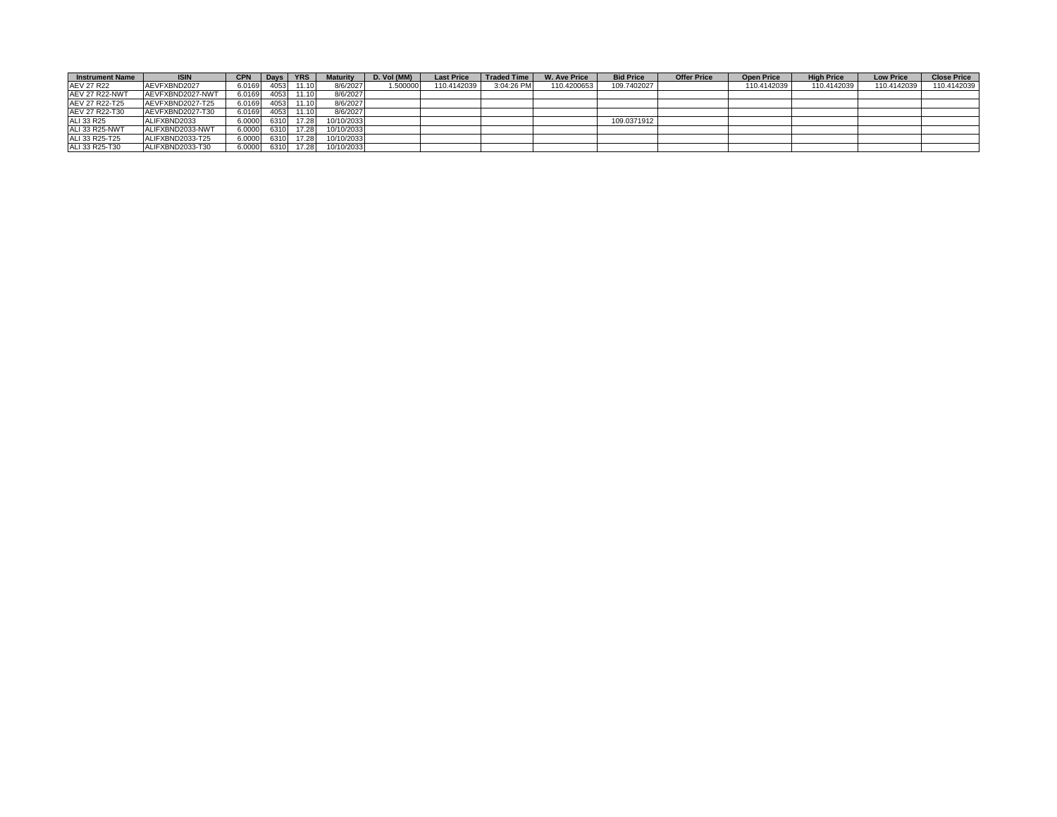| Instrument Name | ISIN | CPN | Days | YRS | Maturity | D. Vol (MM) | Last Price | Traded Time | W. Ave Price | Bid Price | Offer Price | Open Price | High Price | Low Price | Close Price |
|---|---|---|---|---|---|---|---|---|---|---|---|---|---|---|---|
| AEV 27 R22 | AEVFXBND2027 | 6.0169 | 4053 | 11.10 | 8/6/2027 | 1.500000 | 110.4142039 | 3:04:26 PM | 110.4200653 | 109.7402027 | | 110.4142039 | 110.4142039 | 110.4142039 | 110.4142039 |
| AEV 27 R22-NWT | AEVFXBND2027-NWT | 6.0169 | 4053 | 11.10 | 8/6/2027 | | | | | | | | | | |
| AEV 27 R22-T25 | AEVFXBND2027-T25 | 6.0169 | 4053 | 11.10 | 8/6/2027 | | | | | | | | | | |
| AEV 27 R22-T30 | AEVFXBND2027-T30 | 6.0169 | 4053 | 11.10 | 8/6/2027 | | | | | | | | | | |
| ALI 33 R25 | ALIFXBND2033 | 6.0000 | 6310 | 17.28 | 10/10/2033 | | | | | 109.0371912 | | | | | |
| ALI 33 R25-NWT | ALIFXBND2033-NWT | 6.0000 | 6310 | 17.28 | 10/10/2033 | | | | | | | | | | |
| ALI 33 R25-T25 | ALIFXBND2033-T25 | 6.0000 | 6310 | 17.28 | 10/10/2033 | | | | | | | | | | |
| ALI 33 R25-T30 | ALIFXBND2033-T30 | 6.0000 | 6310 | 17.28 | 10/10/2033 | | | | | | | | | | |